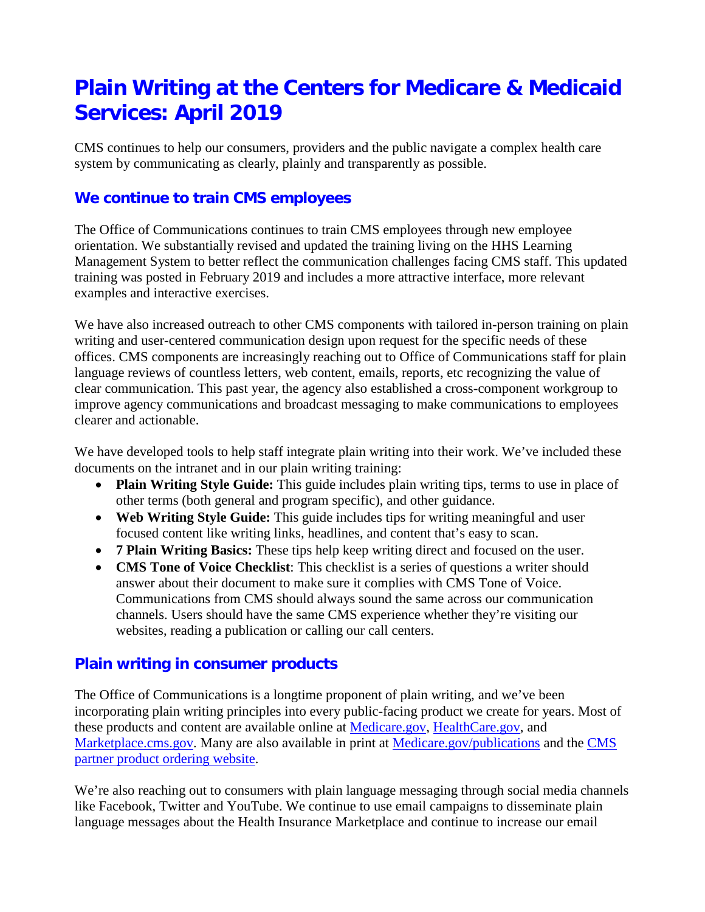# Plain Writing at the Centers for Medicare & Medicaid Services: April 2019

CMS continues to help our consumers, providers and the public navigate a complex health care system by communicating as clearly, plainly and transparently as possible.

## We continue to train CMS employees

The Office of Communications continues to train CMS employees through new employee orientation. We substantially revised and updated the training living on the HHS Learning Management System to better reflect the communication challenges facing CMS staff. This updated training was posted in February 2019 and includes a more attractive interface, more relevant examples and interactive exercises.

We have also increased outreach to other CMS components with tailored in-person training on plain writing and user-centered communication design upon request for the specific needs of these offices. CMS components are increasingly reaching out to Office of Communications staff for plain language reviews of countless letters, web content, emails, reports, etc recognizing the value of clear communication. This past year, the agency also established a cross-component workgroup to improve agency communications and broadcast messaging to make communications to employees clearer and actionable.

We have developed tools to help staff integrate plain writing into their work. We've included these documents on the intranet and in our plain writing training:

- **Plain Writing Style Guide:** This guide includes plain writing tips, terms to use in place of other terms (both general and program specific), and other guidance.
- **Web Writing Style Guide:** This guide includes tips for writing meaningful and user focused content like writing links, headlines, and content that's easy to scan.
- **7 Plain Writing Basics:** These tips help keep writing direct and focused on the user.
- **CMS Tone of Voice Checklist**: This checklist is a series of questions a writer should answer about their document to make sure it complies with CMS Tone of Voice. Communications from CMS should always sound the same across our communication channels. Users should have the same CMS experience whether they're visiting our websites, reading a publication or calling our call centers.

## Plain writing in consumer products

The Office of Communications is a longtime proponent of plain writing, and we've been incorporating plain writing principles into every public-facing product we create for years. Most of these products and content are available online at [Medicare.gov](Medicare.gov), [HealthCare.gov](HealthCare.gov), and [Marketplace.cms.gov](Marketplace.cms.gov). Many are also available in print at [Medicare.gov/publications](Medicare.gov/publications) and the [CMS partner product ordering website]().

We're also reaching out to consumers with plain language messaging through social media channels like Facebook, Twitter and YouTube. We continue to use email campaigns to disseminate plain language messages about the Health Insurance Marketplace and continue to increase our email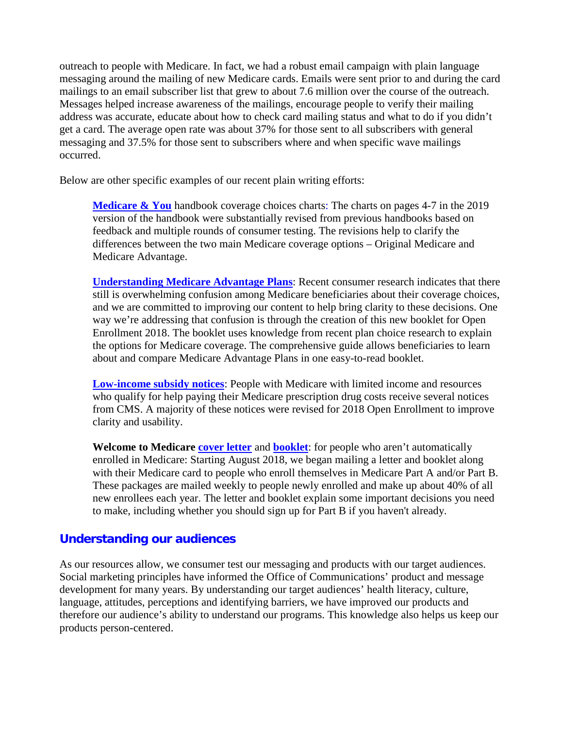outreach to people with Medicare. In fact, we had a robust email campaign with plain language messaging around the mailing of new Medicare cards. Emails were sent prior to and during the card mailings to an email subscriber list that grew to about 7.6 million over the course of the outreach. Messages helped increase awareness of the mailings, encourage people to verify their mailing address was accurate, educate about how to check card mailing status and what to do if you didn't get a card. The average open rate was about 37% for those sent to all subscribers with general messaging and 37.5% for those sent to subscribers where and when specific wave mailings occurred.

Below are other specific examples of our recent plain writing efforts:

> **Medicare & You** handbook coverage choices charts: The charts on pages 4-7 in the 2019 version of the handbook were substantially revised from previous handbooks based on feedback and multiple rounds of consumer testing. The revisions help to clarify the differences between the two main Medicare coverage options – Original Medicare and Medicare Advantage.
>
> **Understanding Medicare Advantage Plans**: Recent consumer research indicates that there still is overwhelming confusion among Medicare beneficiaries about their coverage choices, and we are committed to improving our content to help bring clarity to these decisions. One way we're addressing that confusion is through the creation of this new booklet for Open Enrollment 2018. The booklet uses knowledge from recent plan choice research to explain the options for Medicare coverage. The comprehensive guide allows beneficiaries to learn about and compare Medicare Advantage Plans in one easy-to-read booklet.
>
> **Low-income subsidy notices**: People with Medicare with limited income and resources who qualify for help paying their Medicare prescription drug costs receive several notices from CMS. A majority of these notices were revised for 2018 Open Enrollment to improve clarity and usability.
>
> **Welcome to Medicare cover letter and booklet**: for people who aren't automatically enrolled in Medicare: Starting August 2018, we began mailing a letter and booklet along with their Medicare card to people who enroll themselves in Medicare Part A and/or Part B. These packages are mailed weekly to people newly enrolled and make up about 40% of all new enrollees each year. The letter and booklet explain some important decisions you need to make, including whether you should sign up for Part B if you haven't already.

## Understanding our audiences

As our resources allow, we consumer test our messaging and products with our target audiences. Social marketing principles have informed the Office of Communications' product and message development for many years. By understanding our target audiences' health literacy, culture, language, attitudes, perceptions and identifying barriers, we have improved our products and therefore our audience's ability to understand our programs. This knowledge also helps us keep our products person-centered.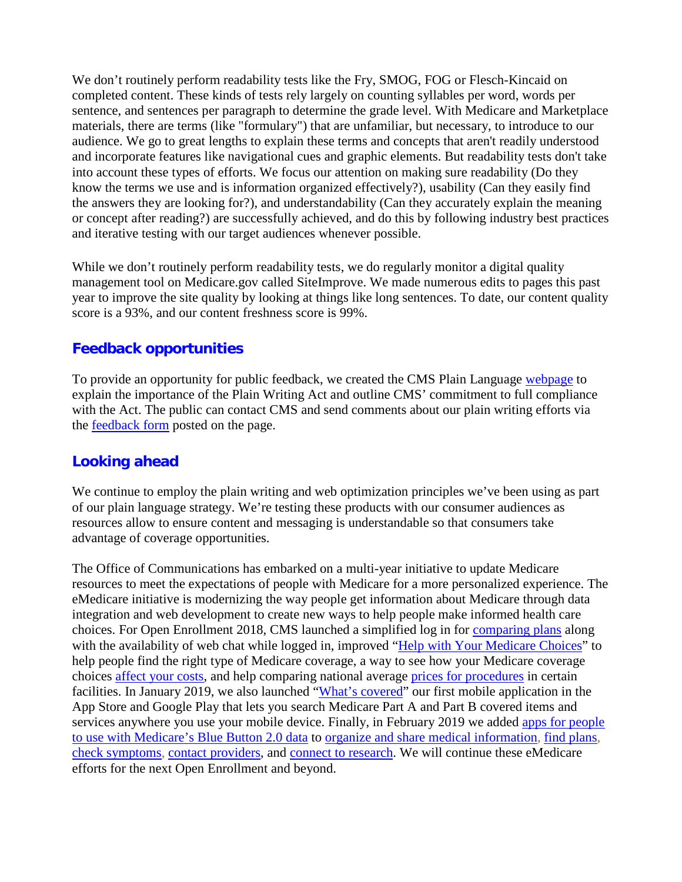We don't routinely perform readability tests like the Fry, SMOG, FOG or Flesch-Kincaid on completed content. These kinds of tests rely largely on counting syllables per word, words per sentence, and sentences per paragraph to determine the grade level. With Medicare and Marketplace materials, there are terms (like "formulary") that are unfamiliar, but necessary, to introduce to our audience. We go to great lengths to explain these terms and concepts that aren't readily understood and incorporate features like navigational cues and graphic elements. But readability tests don't take into account these types of efforts. We focus our attention on making sure readability (Do they know the terms we use and is information organized effectively?), usability (Can they easily find the answers they are looking for?), and understandability (Can they accurately explain the meaning or concept after reading?) are successfully achieved, and do this by following industry best practices and iterative testing with our target audiences whenever possible.

While we don't routinely perform readability tests, we do regularly monitor a digital quality management tool on Medicare.gov called SiteImprove. We made numerous edits to pages this past year to improve the site quality by looking at things like long sentences. To date, our content quality score is a 93%, and our content freshness score is 99%.

## Feedback opportunities

To provide an opportunity for public feedback, we created the CMS Plain Language webpage to explain the importance of the Plain Writing Act and outline CMS' commitment to full compliance with the Act. The public can contact CMS and send comments about our plain writing efforts via the feedback form posted on the page.

## Looking ahead

We continue to employ the plain writing and web optimization principles we've been using as part of our plain language strategy. We're testing these products with our consumer audiences as resources allow to ensure content and messaging is understandable so that consumers take advantage of coverage opportunities.

The Office of Communications has embarked on a multi-year initiative to update Medicare resources to meet the expectations of people with Medicare for a more personalized experience. The eMedicare initiative is modernizing the way people get information about Medicare through data integration and web development to create new ways to help people make informed health care choices. For Open Enrollment 2018, CMS launched a simplified log in for comparing plans along with the availability of web chat while logged in, improved "Help with Your Medicare Choices" to help people find the right type of Medicare coverage, a way to see how your Medicare coverage choices affect your costs, and help comparing national average prices for procedures in certain facilities. In January 2019, we also launched "What's covered" our first mobile application in the App Store and Google Play that lets you search Medicare Part A and Part B covered items and services anywhere you use your mobile device. Finally, in February 2019 we added apps for people to use with Medicare's Blue Button 2.0 data to organize and share medical information, find plans, check symptoms, contact providers, and connect to research. We will continue these eMedicare efforts for the next Open Enrollment and beyond.